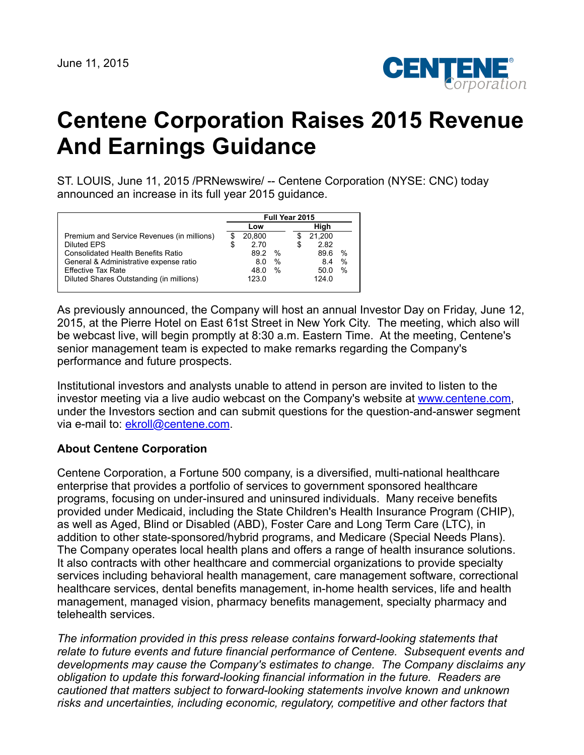June 11, 2015

# Centene Corporation Raises 2015 Revenue And Earnings Guidance

ST. LOUIS, June 11, 2015 /PRNewswire/ -- Centene Corporation (NYSE: CNC) today announced an increase in its full year 2015 guidance.

| | Full Year 2015 | |
|---|---|---|
| | Low | High |
| Premium and Service Revenues (in millions) | $ 20,800 | $ 21,200 |
| Diluted EPS | $ 2.70 | $ 2.82 |
| Consolidated Health Benefits Ratio | 89.2 % | 89.6 % |
| General & Administrative expense ratio | 8.0 % | 8.4 % |
| Effective Tax Rate | 48.0 % | 50.0 % |
| Diluted Shares Outstanding (in millions) | 123.0 | 124.0 |

As previously announced, the Company will host an annual Investor Day on Friday, June 12, 2015, at the Pierre Hotel on East 61st Street in New York City. The meeting, which also will be webcast live, will begin promptly at 8:30 a.m. Eastern Time. At the meeting, Centene's senior management team is expected to make remarks regarding the Company's performance and future prospects.

Institutional investors and analysts unable to attend in person are invited to listen to the investor meeting via a live audio webcast on the Company's website at www.centene.com, under the Investors section and can submit questions for the question-and-answer segment via e-mail to: ekroll@centene.com.

### About Centene Corporation

Centene Corporation, a Fortune 500 company, is a diversified, multi-national healthcare enterprise that provides a portfolio of services to government sponsored healthcare programs, focusing on under-insured and uninsured individuals. Many receive benefits provided under Medicaid, including the State Children's Health Insurance Program (CHIP), as well as Aged, Blind or Disabled (ABD), Foster Care and Long Term Care (LTC), in addition to other state-sponsored/hybrid programs, and Medicare (Special Needs Plans). The Company operates local health plans and offers a range of health insurance solutions. It also contracts with other healthcare and commercial organizations to provide specialty services including behavioral health management, care management software, correctional healthcare services, dental benefits management, in-home health services, life and health management, managed vision, pharmacy benefits management, specialty pharmacy and telehealth services.

*The information provided in this press release contains forward-looking statements that relate to future events and future financial performance of Centene. Subsequent events and developments may cause the Company's estimates to change. The Company disclaims any obligation to update this forward-looking financial information in the future. Readers are cautioned that matters subject to forward-looking statements involve known and unknown risks and uncertainties, including economic, regulatory, competitive and other factors that*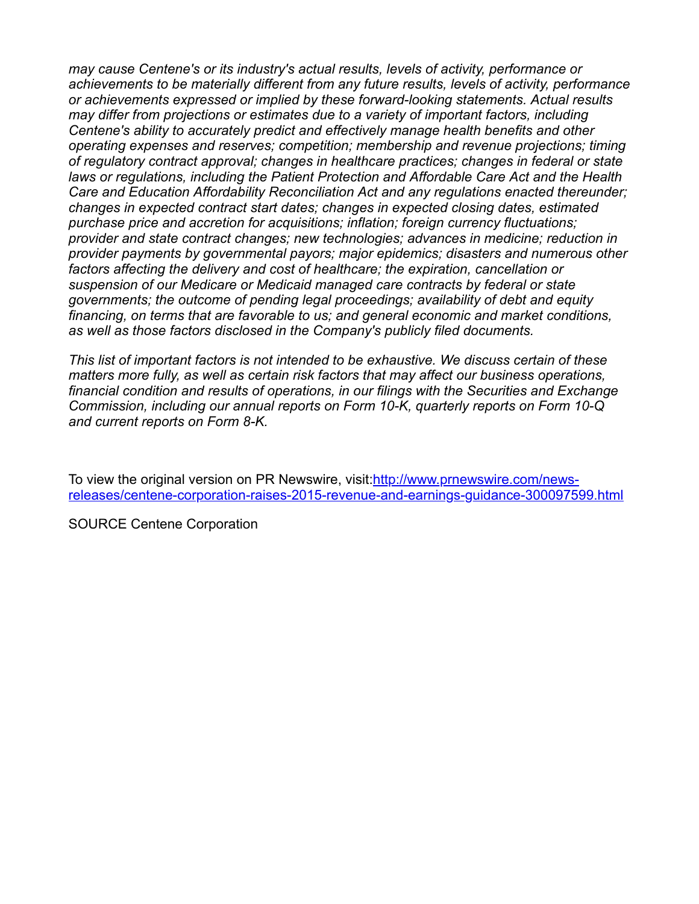*may cause Centene's or its industry's actual results, levels of activity, performance or achievements to be materially different from any future results, levels of activity, performance or achievements expressed or implied by these forward-looking statements. Actual results may differ from projections or estimates due to a variety of important factors, including Centene's ability to accurately predict and effectively manage health benefits and other operating expenses and reserves; competition; membership and revenue projections; timing of regulatory contract approval; changes in healthcare practices; changes in federal or state laws or regulations, including the Patient Protection and Affordable Care Act and the Health Care and Education Affordability Reconciliation Act and any regulations enacted thereunder; changes in expected contract start dates; changes in expected closing dates, estimated purchase price and accretion for acquisitions; inflation; foreign currency fluctuations; provider and state contract changes; new technologies; advances in medicine; reduction in provider payments by governmental payors; major epidemics; disasters and numerous other factors affecting the delivery and cost of healthcare; the expiration, cancellation or suspension of our Medicare or Medicaid managed care contracts by federal or state governments; the outcome of pending legal proceedings; availability of debt and equity financing, on terms that are favorable to us; and general economic and market conditions, as well as those factors disclosed in the Company's publicly filed documents.*

*This list of important factors is not intended to be exhaustive. We discuss certain of these matters more fully, as well as certain risk factors that may affect our business operations, financial condition and results of operations, in our filings with the Securities and Exchange Commission, including our annual reports on Form 10-K, quarterly reports on Form 10-Q and current reports on Form 8-K.*

To view the original version on PR Newswire, visit:[http://www.prnewswire.com/news-releases/centene-corporation-raises-2015-revenue-and-earnings-guidance-300097599.html](http://www.prnewswire.com/news-releases/centene-corporation-raises-2015-revenue-and-earnings-guidance-300097599.html)

SOURCE Centene Corporation